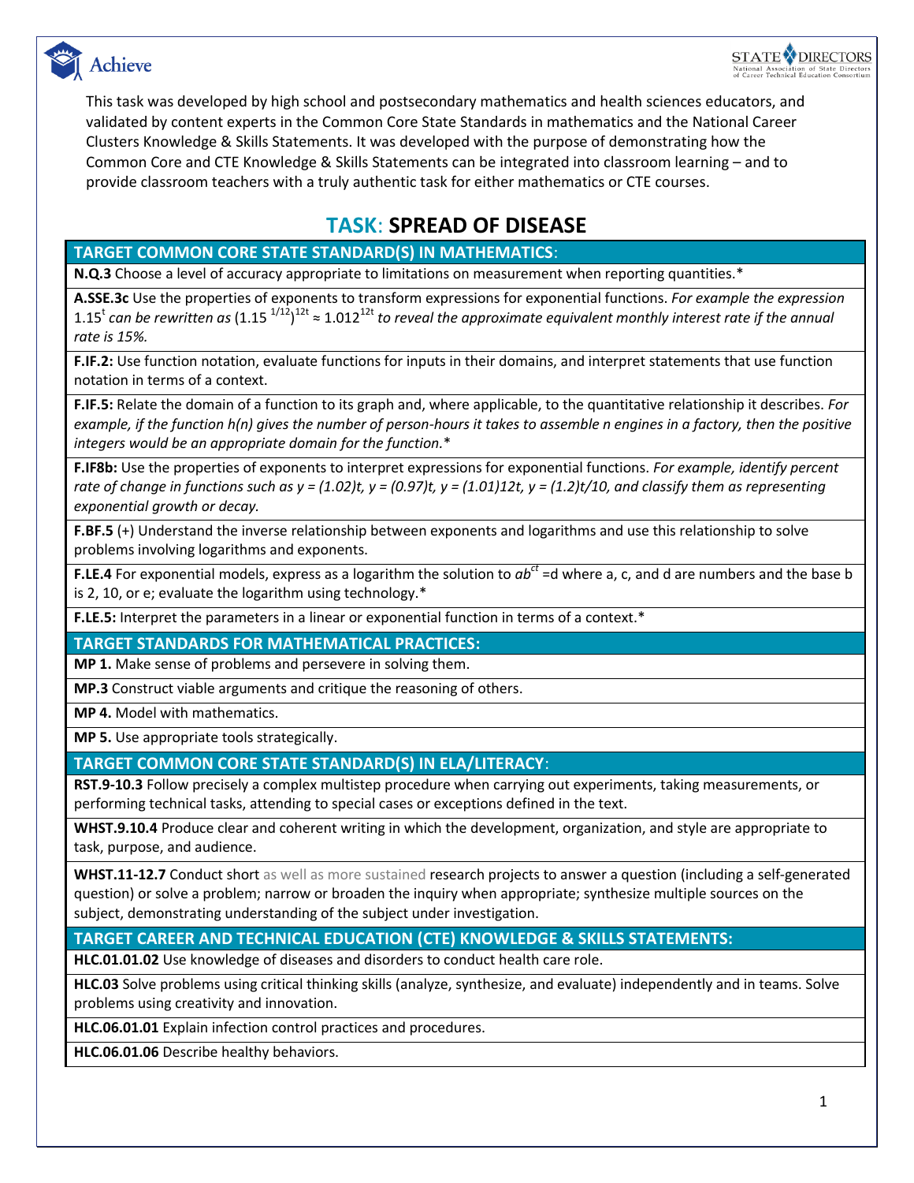This task was developed by high school and postsecondary mathematics and health sciences educators, and validated by content experts in the Common Core State Standards in mathematics and the National Career Clusters Knowledge & Skills Statements. It was developed with the purpose of demonstrating how the Common Core and CTE Knowledge & Skills Statements can be integrated into classroom learning – and to provide classroom teachers with a truly authentic task for either mathematics or CTE courses.

# TASK: SPREAD OF DISEASE

## TARGET COMMON CORE STATE STANDARD(S) IN MATHEMATICS:

**N.Q.3** Choose a level of accuracy appropriate to limitations on measurement when reporting quantities.*

**A.SSE.3c** Use the properties of exponents to transform expressions for exponential functions. *For example the expression* $1.15^t$ *can be rewritten as* $(1.15^{1/12})^{12t} \approx 1.012^{12t}$ *to reveal the approximate equivalent monthly interest rate if the annual rate is 15%.*

**F.IF.2:** Use function notation, evaluate functions for inputs in their domains, and interpret statements that use function notation in terms of a context.

**F.IF.5:** Relate the domain of a function to its graph and, where applicable, to the quantitative relationship it describes. *For example, if the function h(n) gives the number of person-hours it takes to assemble n engines in a factory, then the positive integers would be an appropriate domain for the function.**

**F.IF8b:** Use the properties of exponents to interpret expressions for exponential functions. *For example, identify percent rate of change in functions such as y = (1.02)t, y = (0.97)t, y = (1.01)12t, y = (1.2)t/10, and classify them as representing exponential growth or decay.*

**F.BF.5** (+) Understand the inverse relationship between exponents and logarithms and use this relationship to solve problems involving logarithms and exponents.

**F.LE.4** For exponential models, express as a logarithm the solution to $ab^{ct} = d$ where a, c, and d are numbers and the base b is 2, 10, or e; evaluate the logarithm using technology.*

**F.LE.5:** Interpret the parameters in a linear or exponential function in terms of a context.*

## TARGET STANDARDS FOR MATHEMATICAL PRACTICES:

**MP 1.** Make sense of problems and persevere in solving them.

**MP.3** Construct viable arguments and critique the reasoning of others.

**MP 4.** Model with mathematics.

**MP 5.** Use appropriate tools strategically.

## TARGET COMMON CORE STATE STANDARD(S) IN ELA/LITERACY:

**RST.9-10.3** Follow precisely a complex multistep procedure when carrying out experiments, taking measurements, or performing technical tasks, attending to special cases or exceptions defined in the text.

**WHST.9.10.4** Produce clear and coherent writing in which the development, organization, and style are appropriate to task, purpose, and audience.

**WHST.11-12.7** Conduct short as well as more sustained research projects to answer a question (including a self-generated question) or solve a problem; narrow or broaden the inquiry when appropriate; synthesize multiple sources on the subject, demonstrating understanding of the subject under investigation.

## TARGET CAREER AND TECHNICAL EDUCATION (CTE) KNOWLEDGE & SKILLS STATEMENTS:

**HLC.01.01.02** Use knowledge of diseases and disorders to conduct health care role.

**HLC.03** Solve problems using critical thinking skills (analyze, synthesize, and evaluate) independently and in teams. Solve problems using creativity and innovation.

**HLC.06.01.01** Explain infection control practices and procedures.

**HLC.06.01.06** Describe healthy behaviors.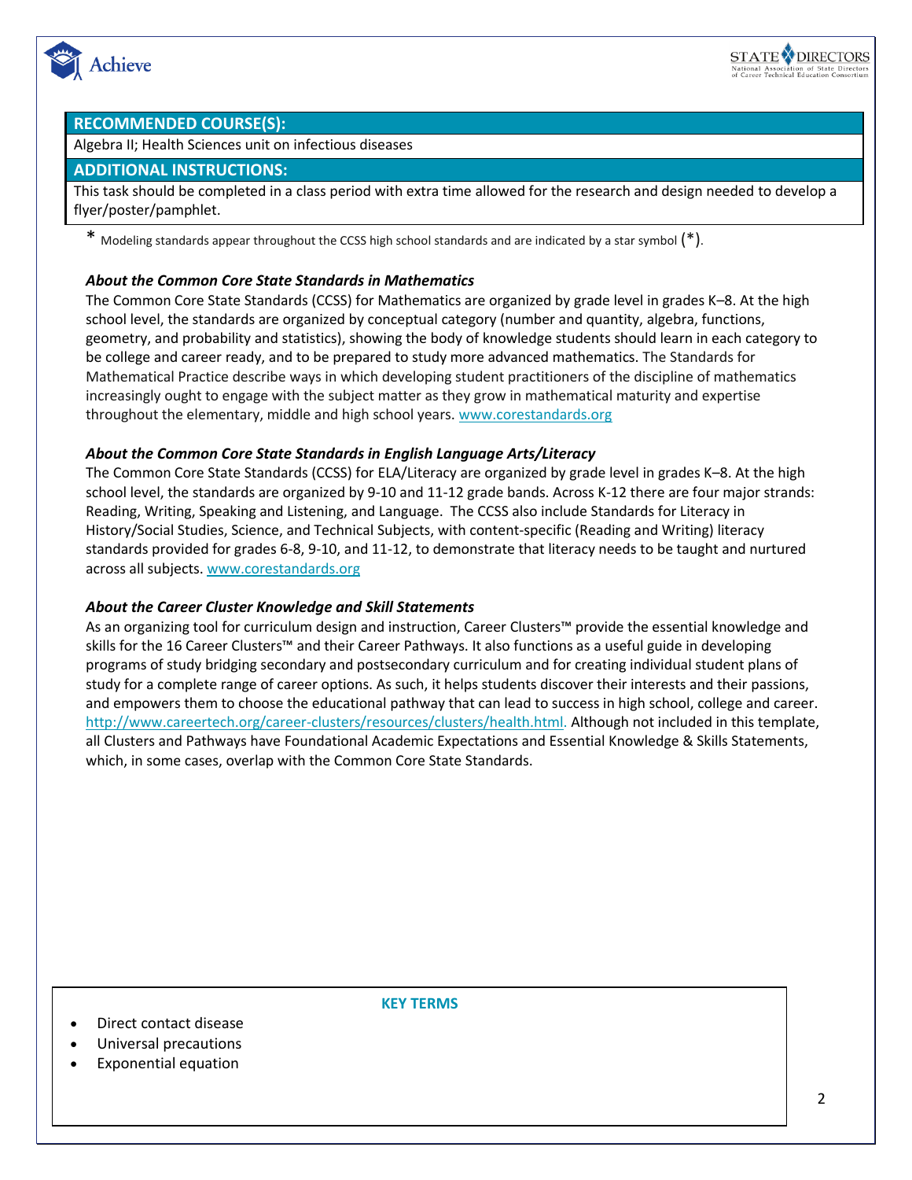## RECOMMENDED COURSE(S):

Algebra II; Health Sciences unit on infectious diseases

## ADDITIONAL INSTRUCTIONS:

This task should be completed in a class period with extra time allowed for the research and design needed to develop a flyer/poster/pamphlet.

\* Modeling standards appear throughout the CCSS high school standards and are indicated by a star symbol (*).

***About the Common Core State Standards in Mathematics***

The Common Core State Standards (CCSS) for Mathematics are organized by grade level in grades K–8. At the high school level, the standards are organized by conceptual category (number and quantity, algebra, functions, geometry, and probability and statistics), showing the body of knowledge students should learn in each category to be college and career ready, and to be prepared to study more advanced mathematics. The Standards for Mathematical Practice describe ways in which developing student practitioners of the discipline of mathematics increasingly ought to engage with the subject matter as they grow in mathematical maturity and expertise throughout the elementary, middle and high school years. www.corestandards.org

***About the Common Core State Standards in English Language Arts/Literacy***

The Common Core State Standards (CCSS) for ELA/Literacy are organized by grade level in grades K–8. At the high school level, the standards are organized by 9-10 and 11-12 grade bands. Across K-12 there are four major strands: Reading, Writing, Speaking and Listening, and Language. The CCSS also include Standards for Literacy in History/Social Studies, Science, and Technical Subjects, with content-specific (Reading and Writing) literacy standards provided for grades 6-8, 9-10, and 11-12, to demonstrate that literacy needs to be taught and nurtured across all subjects. www.corestandards.org

***About the Career Cluster Knowledge and Skill Statements***

As an organizing tool for curriculum design and instruction, Career Clusters™ provide the essential knowledge and skills for the 16 Career Clusters™ and their Career Pathways. It also functions as a useful guide in developing programs of study bridging secondary and postsecondary curriculum and for creating individual student plans of study for a complete range of career options. As such, it helps students discover their interests and their passions, and empowers them to choose the educational pathway that can lead to success in high school, college and career. http://www.careertech.org/career-clusters/resources/clusters/health.html. Although not included in this template, all Clusters and Pathways have Foundational Academic Expectations and Essential Knowledge & Skills Statements, which, in some cases, overlap with the Common Core State Standards.

### KEY TERMS

- Direct contact disease
- Universal precautions
- Exponential equation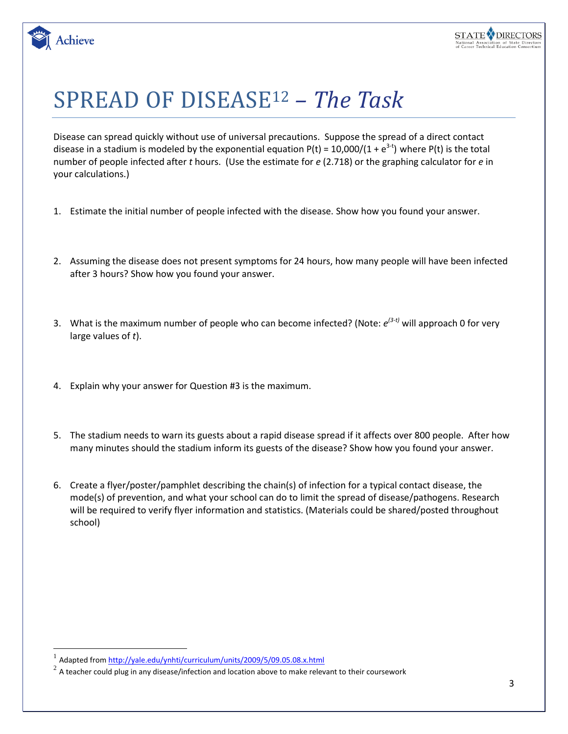# SPREAD OF DISEASE[1,2] – *The Task*

Disease can spread quickly without use of universal precautions. Suppose the spread of a direct contact disease in a stadium is modeled by the exponential equation $P(t) = 10{,}000/(1 + e^{3-t})$ where $P(t)$ is the total number of people infected after *t* hours. (Use the estimate for *e* (2.718) or the graphing calculator for *e* in your calculations.)

1. Estimate the initial number of people infected with the disease. Show how you found your answer.

2. Assuming the disease does not present symptoms for 24 hours, how many people will have been infected after 3 hours? Show how you found your answer.

3. What is the maximum number of people who can become infected? (Note: $e^{(3-t)}$ will approach 0 for very large values of *t*).

4. Explain why your answer for Question #3 is the maximum.

5. The stadium needs to warn its guests about a rapid disease spread if it affects over 800 people. After how many minutes should the stadium inform its guests of the disease? Show how you found your answer.

6. Create a flyer/poster/pamphlet describing the chain(s) of infection for a typical contact disease, the mode(s) of prevention, and what your school can do to limit the spread of disease/pathogens. Research will be required to verify flyer information and statistics. (Materials could be shared/posted throughout school)

---

[1] Adapted from http://yale.edu/ynhti/curriculum/units/2009/5/09.05.08.x.html

[2] A teacher could plug in any disease/infection and location above to make relevant to their coursework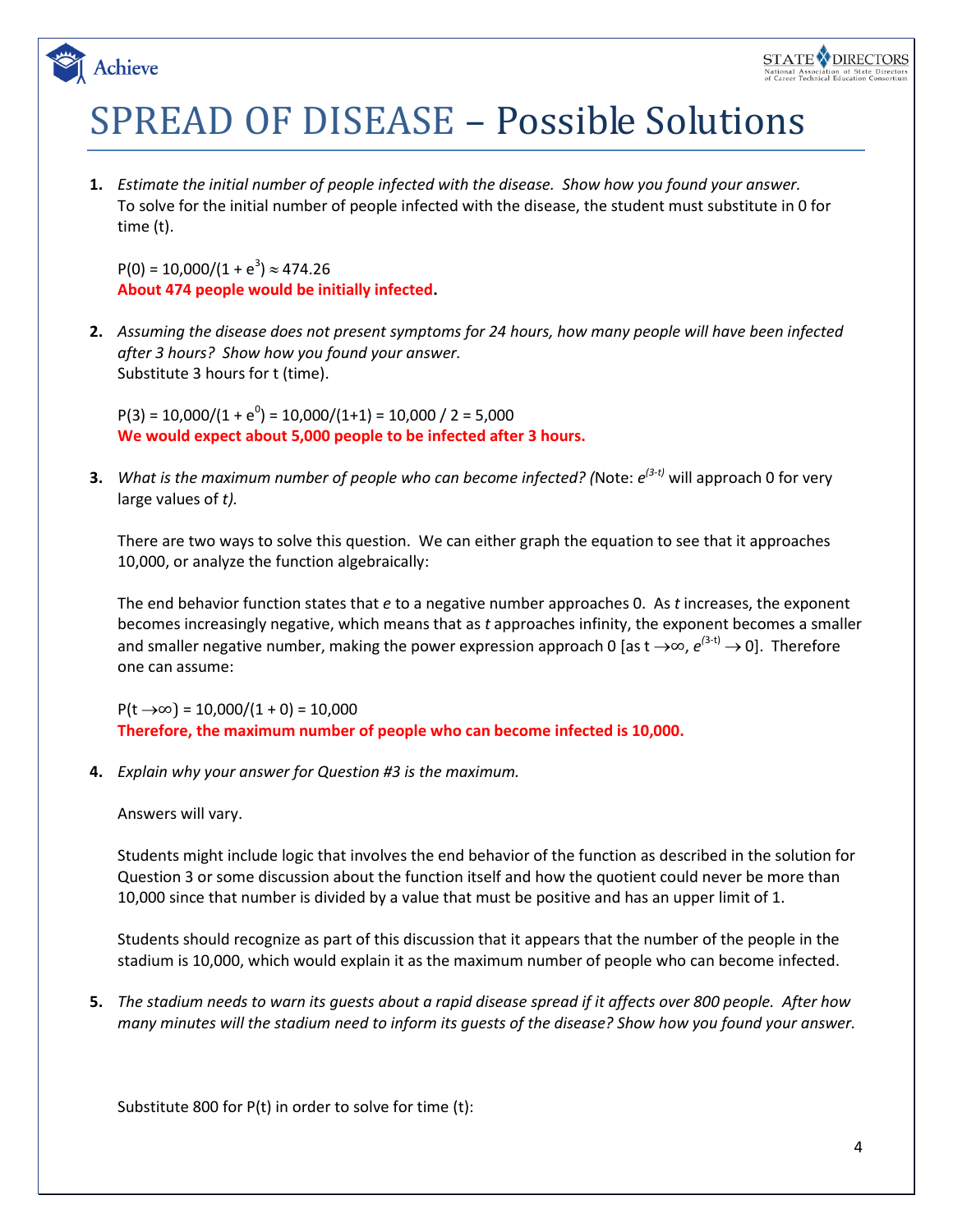# SPREAD OF DISEASE – Possible Solutions

1. *Estimate the initial number of people infected with the disease. Show how you found your answer.*
   To solve for the initial number of people infected with the disease, the student must substitute in 0 for time (t).

   $P(0) = 10{,}000/(1 + e^3) \approx 474.26$
   **About 474 people would be initially infected.**

2. *Assuming the disease does not present symptoms for 24 hours, how many people will have been infected after 3 hours? Show how you found your answer.*
   Substitute 3 hours for t (time).

   $P(3) = 10{,}000/(1 + e^0) = 10{,}000/(1+1) = 10{,}000 / 2 = 5{,}000$
   **We would expect about 5,000 people to be infected after 3 hours.**

3. *What is the maximum number of people who can become infected? (*Note: $e^{(3-t)}$ will approach 0 for very large values of *t).*

   There are two ways to solve this question. We can either graph the equation to see that it approaches 10,000, or analyze the function algebraically:

   The end behavior function states that *e* to a negative number approaches 0. As *t* increases, the exponent becomes increasingly negative, which means that as *t* approaches infinity, the exponent becomes a smaller and smaller negative number, making the power expression approach 0 [as $t \to \infty$, $e^{(3-t)} \to 0$]. Therefore one can assume:

   $P(t \to \infty) = 10{,}000/(1 + 0) = 10{,}000$
   **Therefore, the maximum number of people who can become infected is 10,000.**

4. *Explain why your answer for Question #3 is the maximum.*

   Answers will vary.

   Students might include logic that involves the end behavior of the function as described in the solution for Question 3 or some discussion about the function itself and how the quotient could never be more than 10,000 since that number is divided by a value that must be positive and has an upper limit of 1.

   Students should recognize as part of this discussion that it appears that the number of the people in the stadium is 10,000, which would explain it as the maximum number of people who can become infected.

5. *The stadium needs to warn its guests about a rapid disease spread if it affects over 800 people. After how many minutes will the stadium need to inform its guests of the disease? Show how you found your answer.*

   Substitute 800 for P(t) in order to solve for time (t):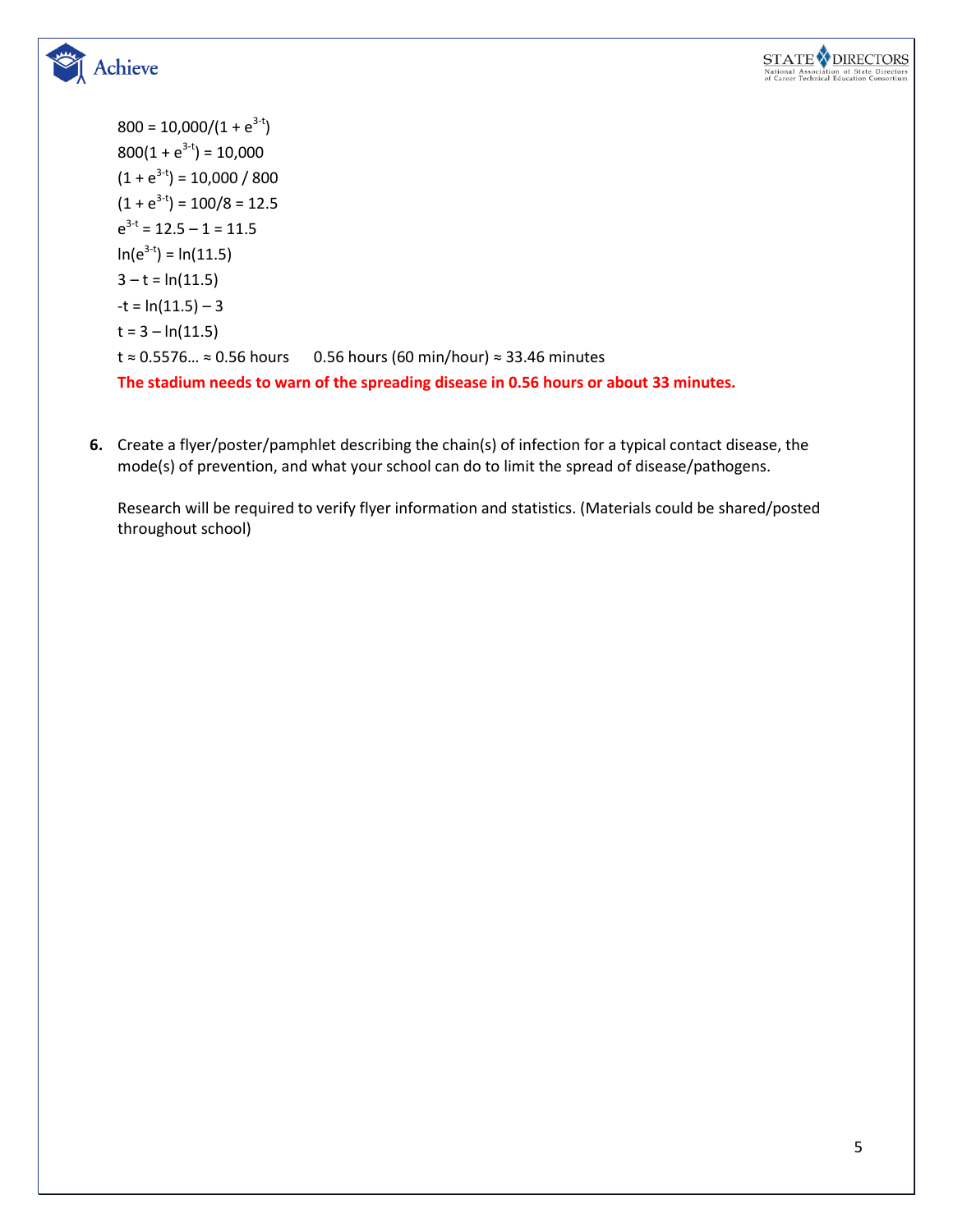$800 = 10{,}000/(1 + e^{3-t})$

$800(1 + e^{3-t}) = 10{,}000$

$(1 + e^{3-t}) = 10{,}000 / 800$

$(1 + e^{3-t}) = 100/8 = 12.5$

$e^{3-t} = 12.5 – 1 = 11.5$

$\ln(e^{3-t}) = \ln(11.5)$

$3 – t = \ln(11.5)$

$-t = \ln(11.5) – 3$

$t = 3 – \ln(11.5)$

$t \approx 0.5576… \approx 0.56$ hours     0.56 hours (60 min/hour) ≈ 33.46 minutes

**The stadium needs to warn of the spreading disease in 0.56 hours or about 33 minutes.**

6. Create a flyer/poster/pamphlet describing the chain(s) of infection for a typical contact disease, the mode(s) of prevention, and what your school can do to limit the spread of disease/pathogens.

   Research will be required to verify flyer information and statistics. (Materials could be shared/posted throughout school)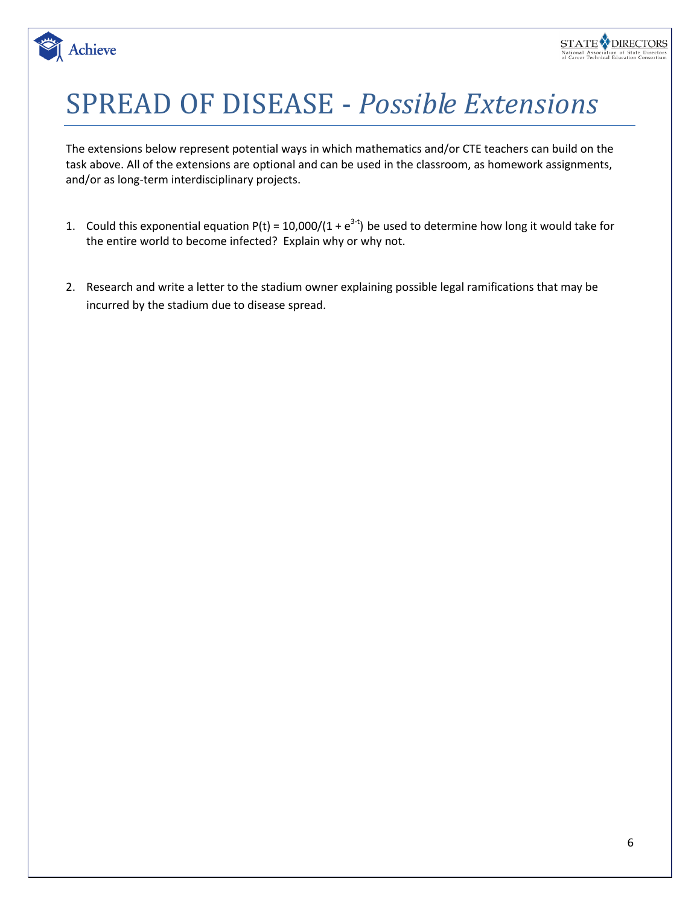# SPREAD OF DISEASE - *Possible Extensions*

The extensions below represent potential ways in which mathematics and/or CTE teachers can build on the task above. All of the extensions are optional and can be used in the classroom, as homework assignments, and/or as long-term interdisciplinary projects.

1. Could this exponential equation $P(t) = 10{,}000/(1 + e^{3-t})$ be used to determine how long it would take for the entire world to become infected? Explain why or why not.

2. Research and write a letter to the stadium owner explaining possible legal ramifications that may be incurred by the stadium due to disease spread.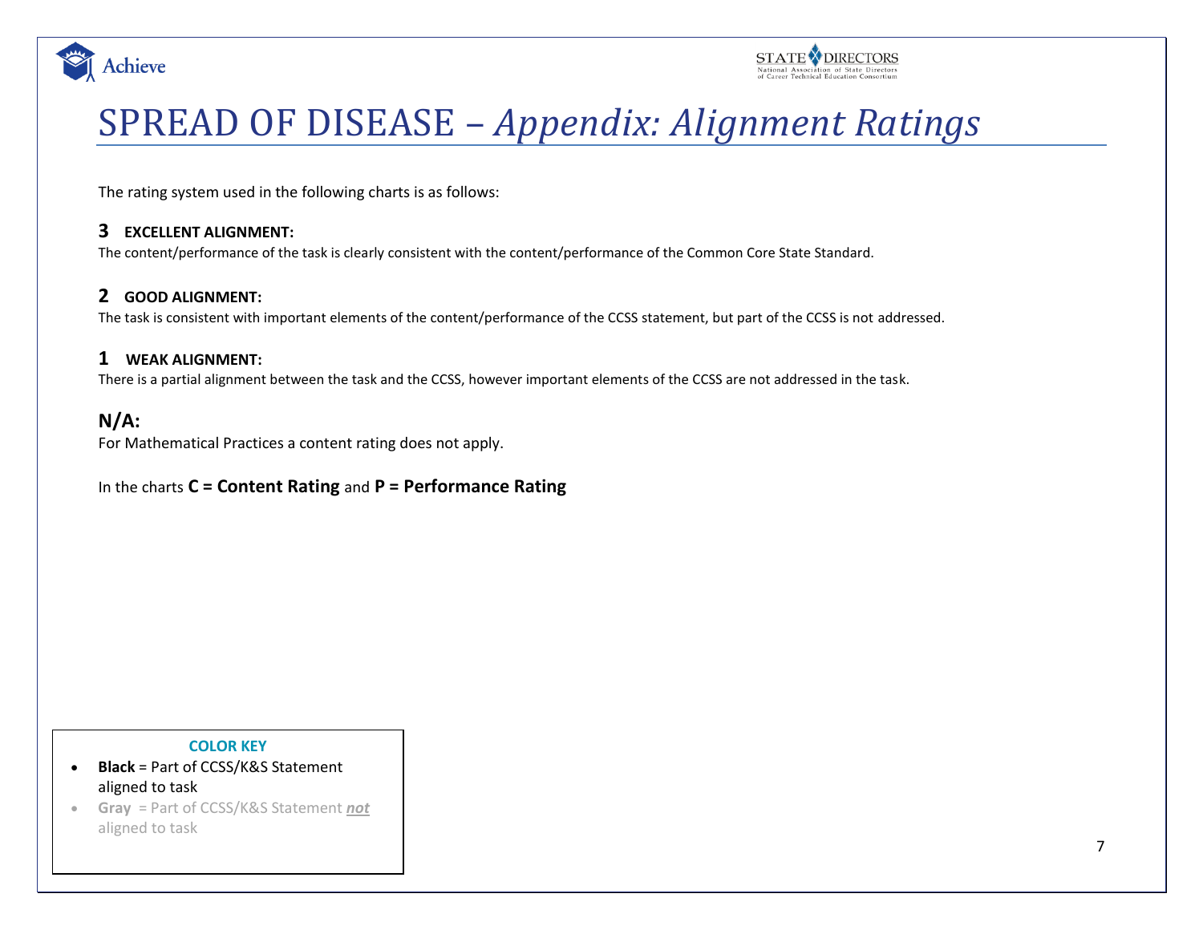# SPREAD OF DISEASE – *Appendix: Alignment Ratings*

The rating system used in the following charts is as follows:

**3 EXCELLENT ALIGNMENT:**
The content/performance of the task is clearly consistent with the content/performance of the Common Core State Standard.

**2 GOOD ALIGNMENT:**
The task is consistent with important elements of the content/performance of the CCSS statement, but part of the CCSS is not addressed.

**1 WEAK ALIGNMENT:**
There is a partial alignment between the task and the CCSS, however important elements of the CCSS are not addressed in the task.

**N/A:**
For Mathematical Practices a content rating does not apply.

In the charts **C = Content Rating** and **P = Performance Rating**

**COLOR KEY**

- **Black** = Part of CCSS/K&S Statement aligned to task
- **Gray** = Part of CCSS/K&S Statement ***not*** aligned to task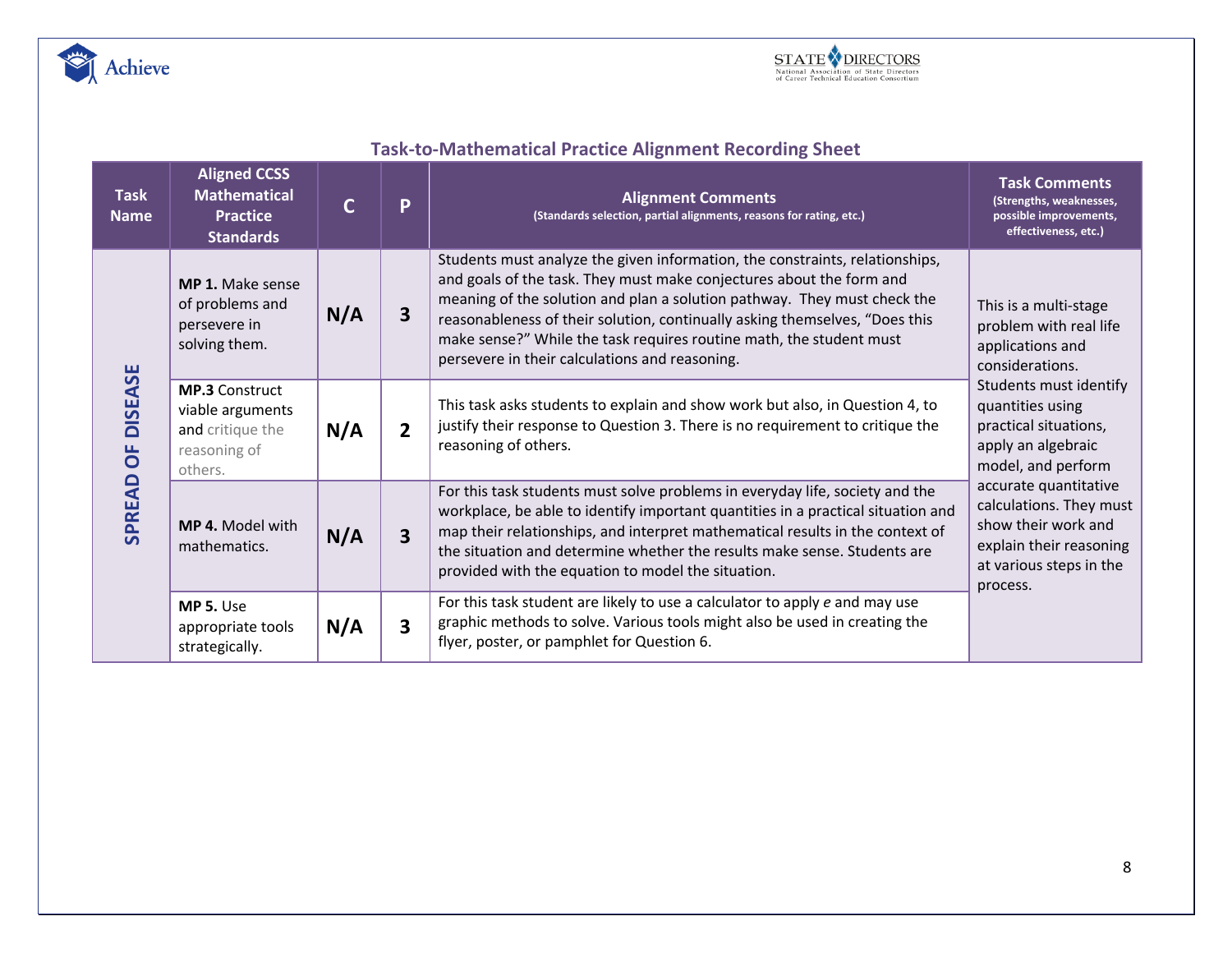## Task-to-Mathematical Practice Alignment Recording Sheet

| Task Name | Aligned CCSS Mathematical Practice Standards | C | P | Alignment Comments (Standards selection, partial alignments, reasons for rating, etc.) | Task Comments (Strengths, weaknesses, possible improvements, effectiveness, etc.) |
|---|---|---|---|---|---|
| SPREAD OF DISEASE | **MP 1.** Make sense of problems and persevere in solving them. | N/A | 3 | Students must analyze the given information, the constraints, relationships, and goals of the task. They must make conjectures about the form and meaning of the solution and plan a solution pathway. They must check the reasonableness of their solution, continually asking themselves, "Does this make sense?" While the task requires routine math, the student must persevere in their calculations and reasoning. | This is a multi-stage problem with real life applications and considerations. Students must identify quantities using practical situations, apply an algebraic model, and perform accurate quantitative calculations. They must show their work and explain their reasoning at various steps in the process. |
| | **MP.3** Construct viable arguments and critique the reasoning of others. | N/A | 2 | This task asks students to explain and show work but also, in Question 4, to justify their response to Question 3. There is no requirement to critique the reasoning of others. | |
| | **MP 4.** Model with mathematics. | N/A | 3 | For this task students must solve problems in everyday life, society and the workplace, be able to identify important quantities in a practical situation and map their relationships, and interpret mathematical results in the context of the situation and determine whether the results make sense. Students are provided with the equation to model the situation. | |
| | **MP 5.** Use appropriate tools strategically. | N/A | 3 | For this task student are likely to use a calculator to apply *e* and may use graphic methods to solve. Various tools might also be used in creating the flyer, poster, or pamphlet for Question 6. | |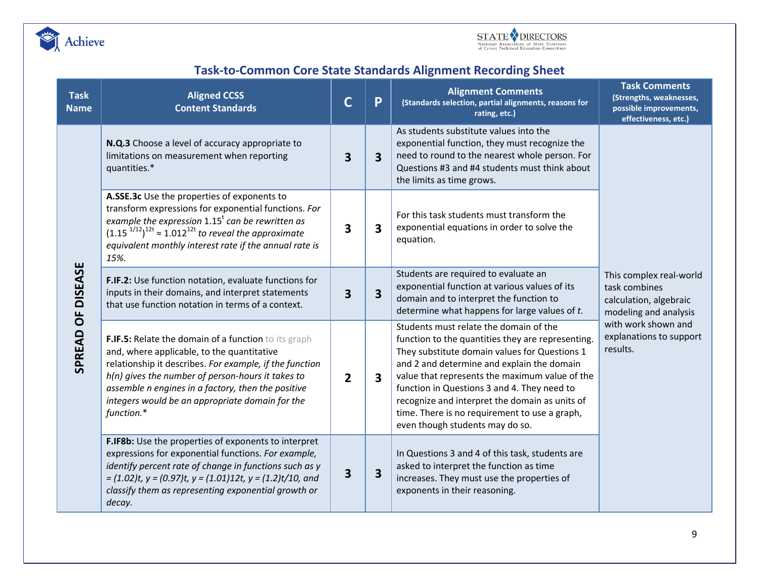## Task-to-Common Core State Standards Alignment Recording Sheet

| Task Name | Aligned CCSS Content Standards | C | P | Alignment Comments (Standards selection, partial alignments, reasons for rating, etc.) | Task Comments (Strengths, weaknesses, possible improvements, effectiveness, etc.) |
|---|---|---|---|---|---|
| SPREAD OF DISEASE | **N.Q.3** Choose a level of accuracy appropriate to limitations on measurement when reporting quantities.* | 3 | 3 | As students substitute values into the exponential function, they must recognize the need to round to the nearest whole person. For Questions #3 and #4 students must think about the limits as time grows. | This complex real-world task combines calculation, algebraic modeling and analysis with work shown and explanations to support results. |
| | **A.SSE.3c** Use the properties of exponents to transform expressions for exponential functions. *For example the expression* $1.15^t$ *can be rewritten as* $(1.15^{1/12})^{12t} \approx 1.012^{12t}$ *to reveal the approximate equivalent monthly interest rate if the annual rate is 15%.* | 3 | 3 | For this task students must transform the exponential equations in order to solve the equation. | |
| | **F.IF.2:** Use function notation, evaluate functions for inputs in their domains, and interpret statements that use function notation in terms of a context. | 3 | 3 | Students are required to evaluate an exponential function at various values of its domain and to interpret the function to determine what happens for large values of *t*. | |
| | **F.IF.5:** Relate the domain of a function to its graph and, where applicable, to the quantitative relationship it describes. *For example, if the function h(n) gives the number of person-hours it takes to assemble n engines in a factory, then the positive integers would be an appropriate domain for the function.** | 2 | 3 | Students must relate the domain of the function to the quantities they are representing. They substitute domain values for Questions 1 and 2 and determine and explain the domain value that represents the maximum value of the function in Questions 3 and 4. They need to recognize and interpret the domain as units of time. There is no requirement to use a graph, even though students may do so. | |
| | **F.IF8b:** Use the properties of exponents to interpret expressions for exponential functions. *For example, identify percent rate of change in functions such as y = (1.02)t, y = (0.97)t, y = (1.01)12t, y = (1.2)t/10, and classify them as representing exponential growth or decay.* | 3 | 3 | In Questions 3 and 4 of this task, students are asked to interpret the function as time increases. They must use the properties of exponents in their reasoning. | |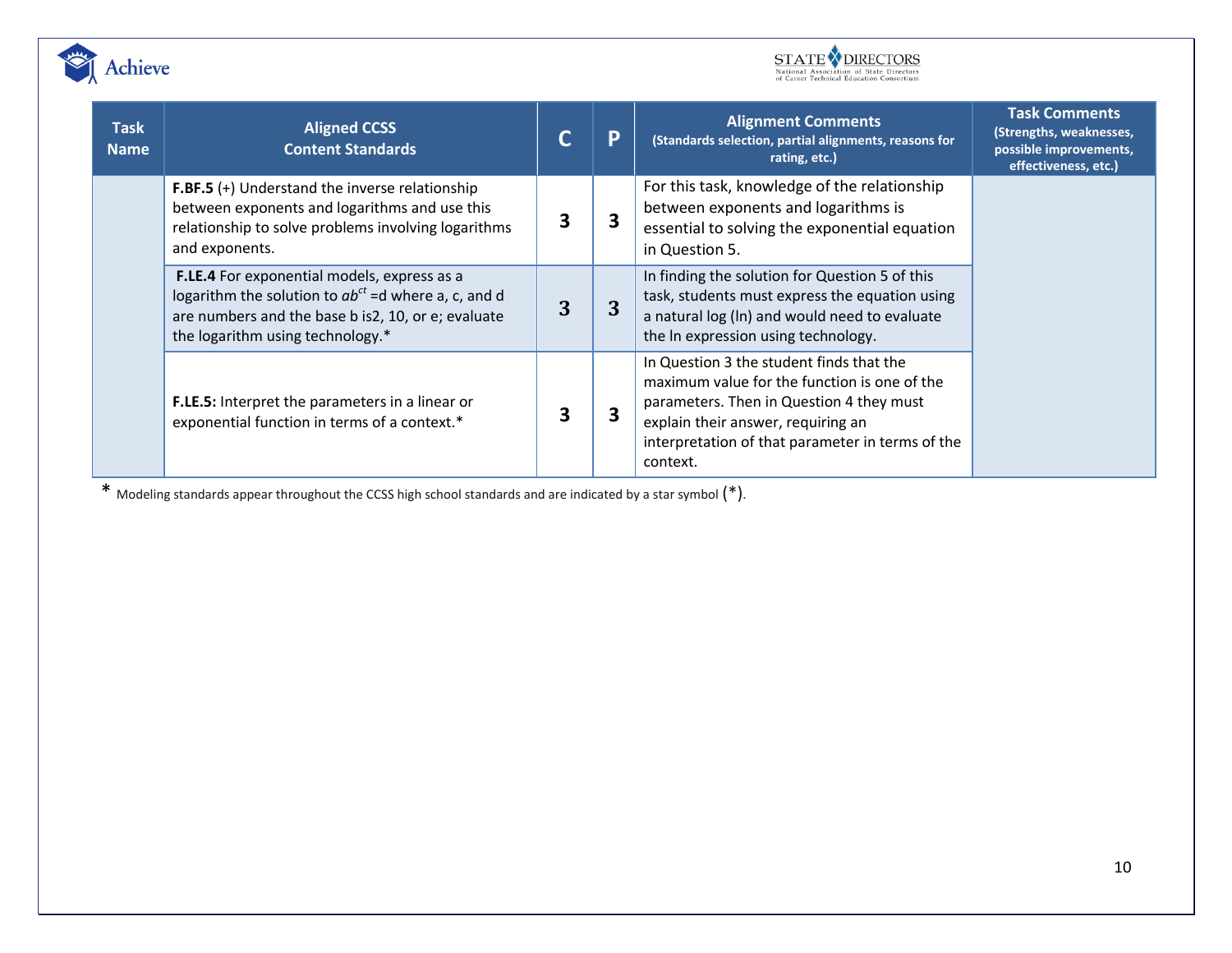| Task Name | Aligned CCSS Content Standards | C | P | Alignment Comments (Standards selection, partial alignments, reasons for rating, etc.) | Task Comments (Strengths, weaknesses, possible improvements, effectiveness, etc.) |
|---|---|---|---|---|---|
| | **F.BF.5** (+) Understand the inverse relationship between exponents and logarithms and use this relationship to solve problems involving logarithms and exponents. | **3** | **3** | For this task, knowledge of the relationship between exponents and logarithms is essential to solving the exponential equation in Question 5. | |
| | **F.LE.4** For exponential models, express as a logarithm the solution to $ab^{ct}$ =d where a, c, and d are numbers and the base b is2, 10, or e; evaluate the logarithm using technology.* | **3** | **3** | In finding the solution for Question 5 of this task, students must express the equation using a natural log (ln) and would need to evaluate the ln expression using technology. | |
| | **F.LE.5:** Interpret the parameters in a linear or exponential function in terms of a context.* | **3** | **3** | In Question 3 the student finds that the maximum value for the function is one of the parameters. Then in Question 4 they must explain their answer, requiring an interpretation of that parameter in terms of the context. | |

\* Modeling standards appear throughout the CCSS high school standards and are indicated by a star symbol (*).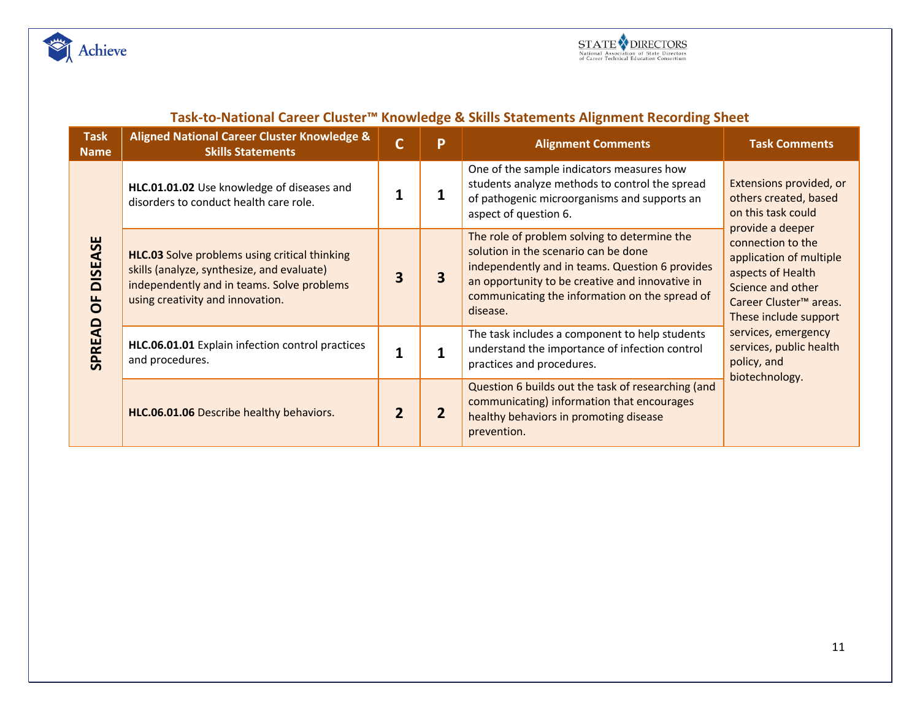## Task-to-National Career Cluster™ Knowledge & Skills Statements Alignment Recording Sheet

| Task Name | Aligned National Career Cluster Knowledge & Skills Statements | C | P | Alignment Comments | Task Comments |
|---|---|---|---|---|---|
| SPREAD OF DISEASE | **HLC.01.01.02** Use knowledge of diseases and disorders to conduct health care role. | **1** | **1** | One of the sample indicators measures how students analyze methods to control the spread of pathogenic microorganisms and supports an aspect of question 6. | Extensions provided, or others created, based on this task could provide a deeper connection to the application of multiple aspects of Health Science and other Career Cluster™ areas. These include support services, emergency services, public health policy, and biotechnology. |
| | **HLC.03** Solve problems using critical thinking skills (analyze, synthesize, and evaluate) independently and in teams. Solve problems using creativity and innovation. | **3** | **3** | The role of problem solving to determine the solution in the scenario can be done independently and in teams. Question 6 provides an opportunity to be creative and innovative in communicating the information on the spread of disease. | |
| | **HLC.06.01.01** Explain infection control practices and procedures. | **1** | **1** | The task includes a component to help students understand the importance of infection control practices and procedures. | |
| | **HLC.06.01.06** Describe healthy behaviors. | **2** | **2** | Question 6 builds out the task of researching (and communicating) information that encourages healthy behaviors in promoting disease prevention. | |